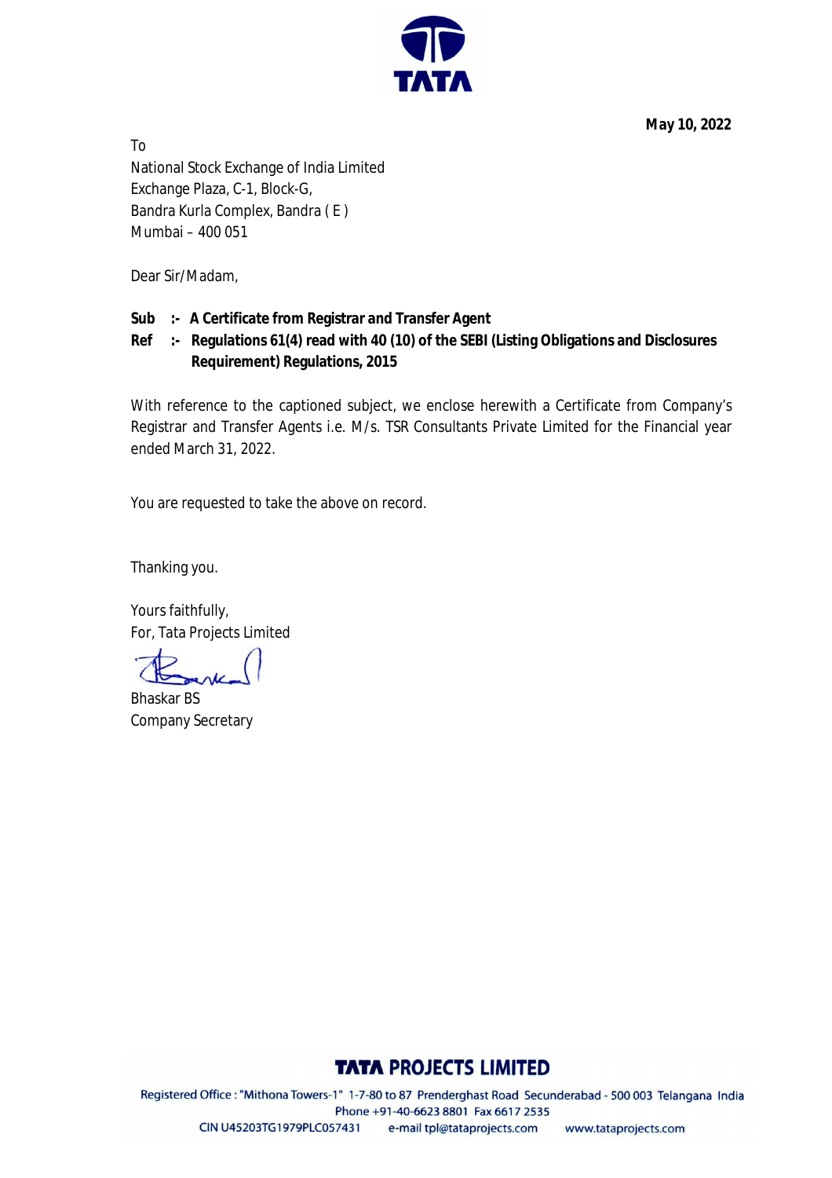**May 10, 2022**

To
National Stock Exchange of India Limited
Exchange Plaza, C-1, Block-G,
Bandra Kurla Complex, Bandra ( E )
Mumbai – 400 051

Dear Sir/Madam,

**Sub :- A Certificate from Registrar and Transfer Agent**

**Ref :- Regulations 61(4) read with 40 (10) of the SEBI (Listing Obligations and Disclosures Requirement) Regulations, 2015**

With reference to the captioned subject, we enclose herewith a Certificate from Company's Registrar and Transfer Agents i.e. M/s. TSR Consultants Private Limited for the Financial year ended March 31, 2022.

You are requested to take the above on record.

Thanking you.

Yours faithfully,
For, Tata Projects Limited

Bhaskar BS
Company Secretary

**TATA PROJECTS LIMITED**

Registered Office : "Mithona Towers-1" 1-7-80 to 87 Prenderghast Road Secunderabad - 500 003 Telangana India
Phone +91-40-6623 8801 Fax 6617 2535
CIN U45203TG1979PLC057431 e-mail tpl@tataprojects.com www.tataprojects.com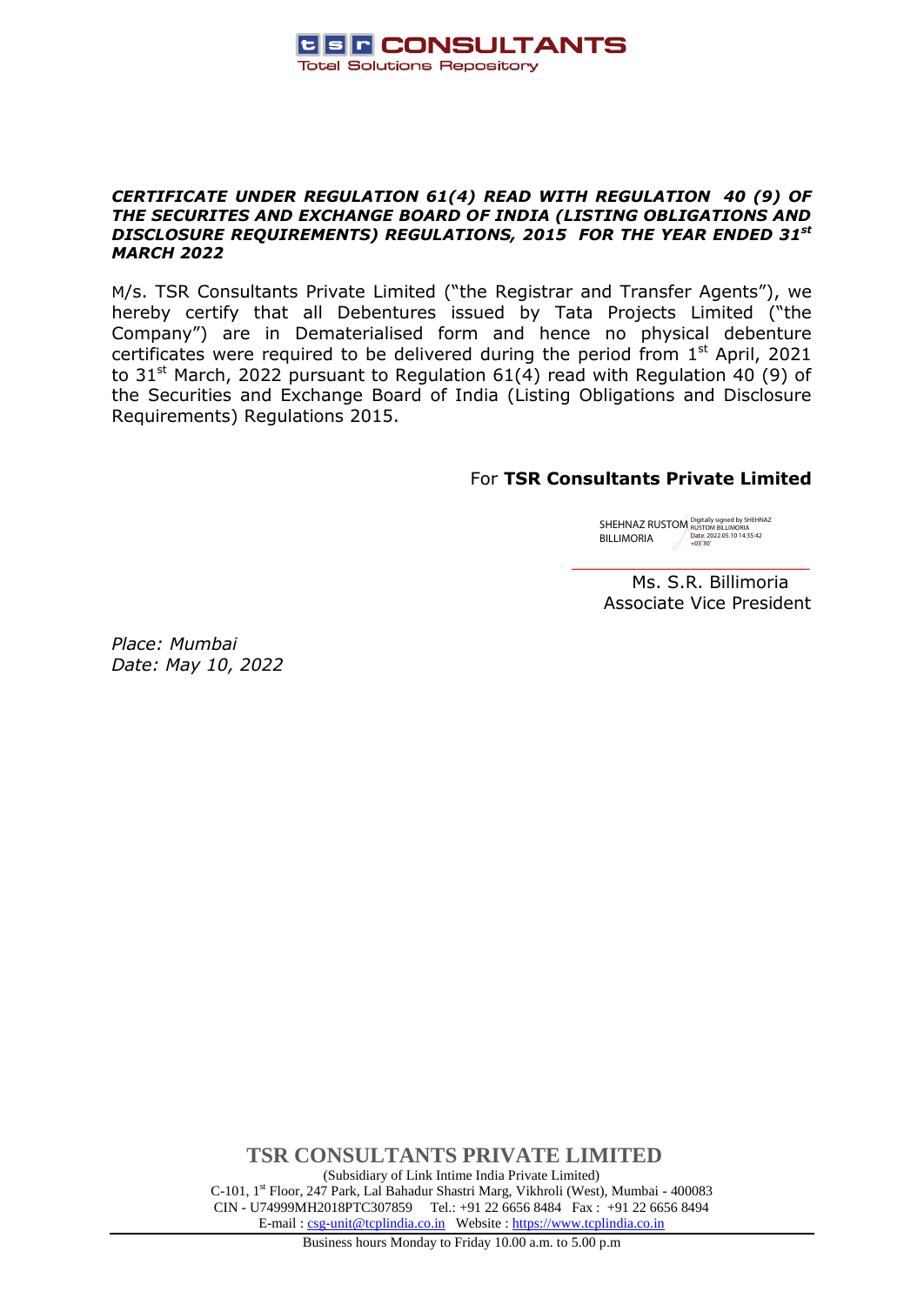**tsr CONSULTANTS**
Total Solutions Repository

***CERTIFICATE UNDER REGULATION 61(4) READ WITH REGULATION 40 (9) OF THE SECURITES AND EXCHANGE BOARD OF INDIA (LISTING OBLIGATIONS AND DISCLOSURE REQUIREMENTS) REGULATIONS, 2015 FOR THE YEAR ENDED 31st MARCH 2022***

M/s. TSR Consultants Private Limited ("the Registrar and Transfer Agents"), we hereby certify that all Debentures issued by Tata Projects Limited ("the Company") are in Dematerialised form and hence no physical debenture certificates were required to be delivered during the period from 1st April, 2021 to 31st March, 2022 pursuant to Regulation 61(4) read with Regulation 40 (9) of the Securities and Exchange Board of India (Listing Obligations and Disclosure Requirements) Regulations 2015.

For **TSR Consultants Private Limited**

SHEHNAZ RUSTOM BILLIMORIA
Digitally signed by SHEHNAZ RUSTOM BILLIMORIA
Date: 2022.05.10 14:35:42 +05'30'

Ms. S.R. Billimoria
Associate Vice President

*Place: Mumbai*
*Date: May 10, 2022*

**TSR CONSULTANTS PRIVATE LIMITED**
(Subsidiary of Link Intime India Private Limited)
C-101, 1st Floor, 247 Park, Lal Bahadur Shastri Marg, Vikhroli (West), Mumbai - 400083
CIN - U74999MH2018PTC307859 Tel.: +91 22 6656 8484 Fax : +91 22 6656 8494
E-mail : csg-unit@tcplindia.co.in Website : https://www.tcplindia.co.in

Business hours Monday to Friday 10.00 a.m. to 5.00 p.m